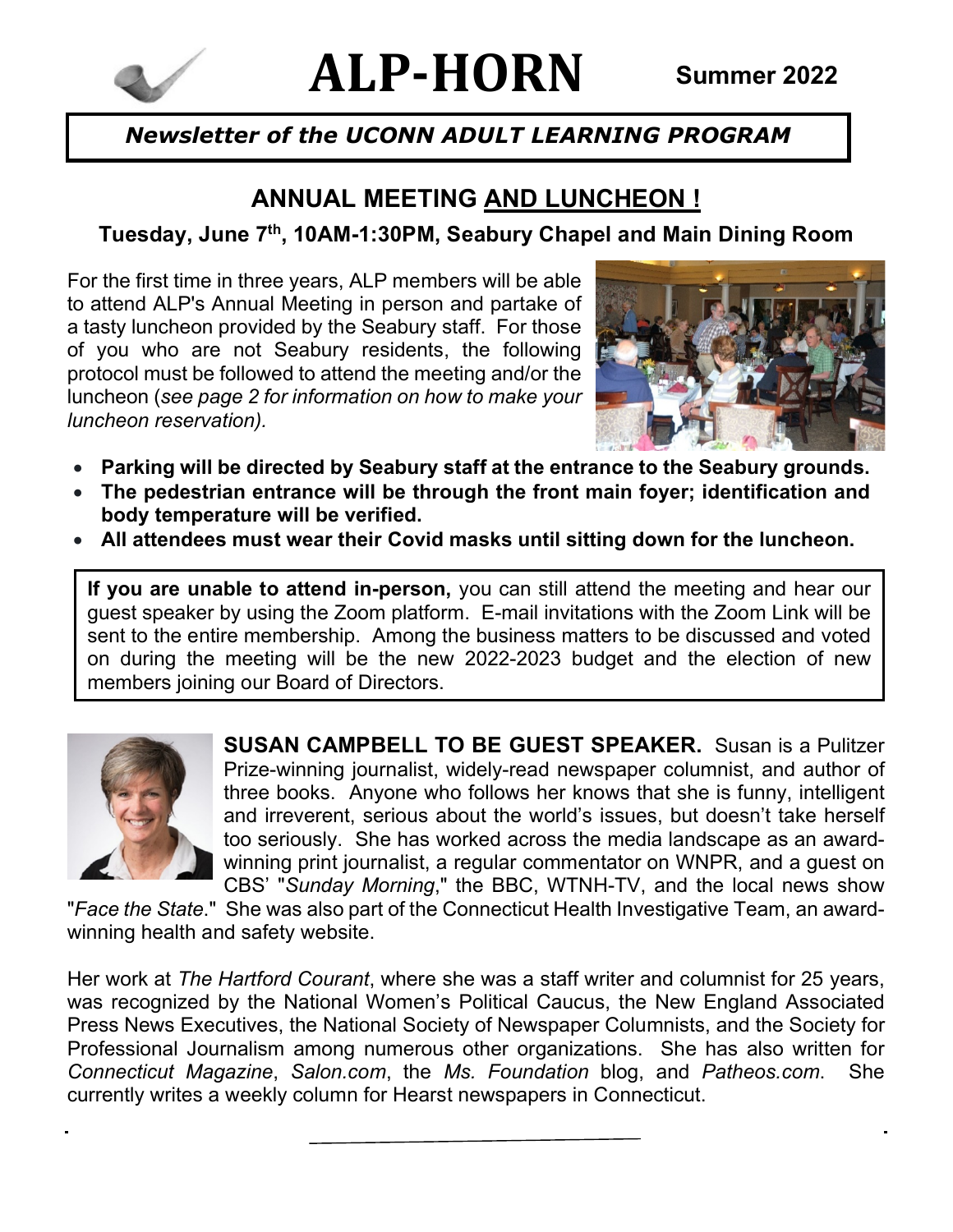# ALP-HORN

**Summer 2022**

***Newsletter of the UCONN ADULT LEARNING PROGRAM***

## ANNUAL MEETING AND LUNCHEON !

**Tuesday, June 7th, 10AM-1:30PM, Seabury Chapel and Main Dining Room**

For the first time in three years, ALP members will be able to attend ALP's Annual Meeting in person and partake of a tasty luncheon provided by the Seabury staff. For those of you who are not Seabury residents, the following protocol must be followed to attend the meeting and/or the luncheon (*see page 2 for information on how to make your luncheon reservation).*

- **Parking will be directed by Seabury staff at the entrance to the Seabury grounds.**
- **The pedestrian entrance will be through the front main foyer; identification and body temperature will be verified.**
- **All attendees must wear their Covid masks until sitting down for the luncheon.**

**If you are unable to attend in-person,** you can still attend the meeting and hear our guest speaker by using the Zoom platform. E-mail invitations with the Zoom Link will be sent to the entire membership. Among the business matters to be discussed and voted on during the meeting will be the new 2022-2023 budget and the election of new members joining our Board of Directors.

**SUSAN CAMPBELL TO BE GUEST SPEAKER.** Susan is a Pulitzer Prize-winning journalist, widely-read newspaper columnist, and author of three books. Anyone who follows her knows that she is funny, intelligent and irreverent, serious about the world's issues, but doesn't take herself too seriously. She has worked across the media landscape as an award-winning print journalist, a regular commentator on WNPR, and a guest on CBS' "*Sunday Morning*," the BBC, WTNH-TV, and the local news show "*Face the State*." She was also part of the Connecticut Health Investigative Team, an award-winning health and safety website.

Her work at *The Hartford Courant*, where she was a staff writer and columnist for 25 years, was recognized by the National Women's Political Caucus, the New England Associated Press News Executives, the National Society of Newspaper Columnists, and the Society for Professional Journalism among numerous other organizations. She has also written for *Connecticut Magazine*, *Salon.com*, the *Ms. Foundation* blog, and *Patheos.com*. She currently writes a weekly column for Hearst newspapers in Connecticut.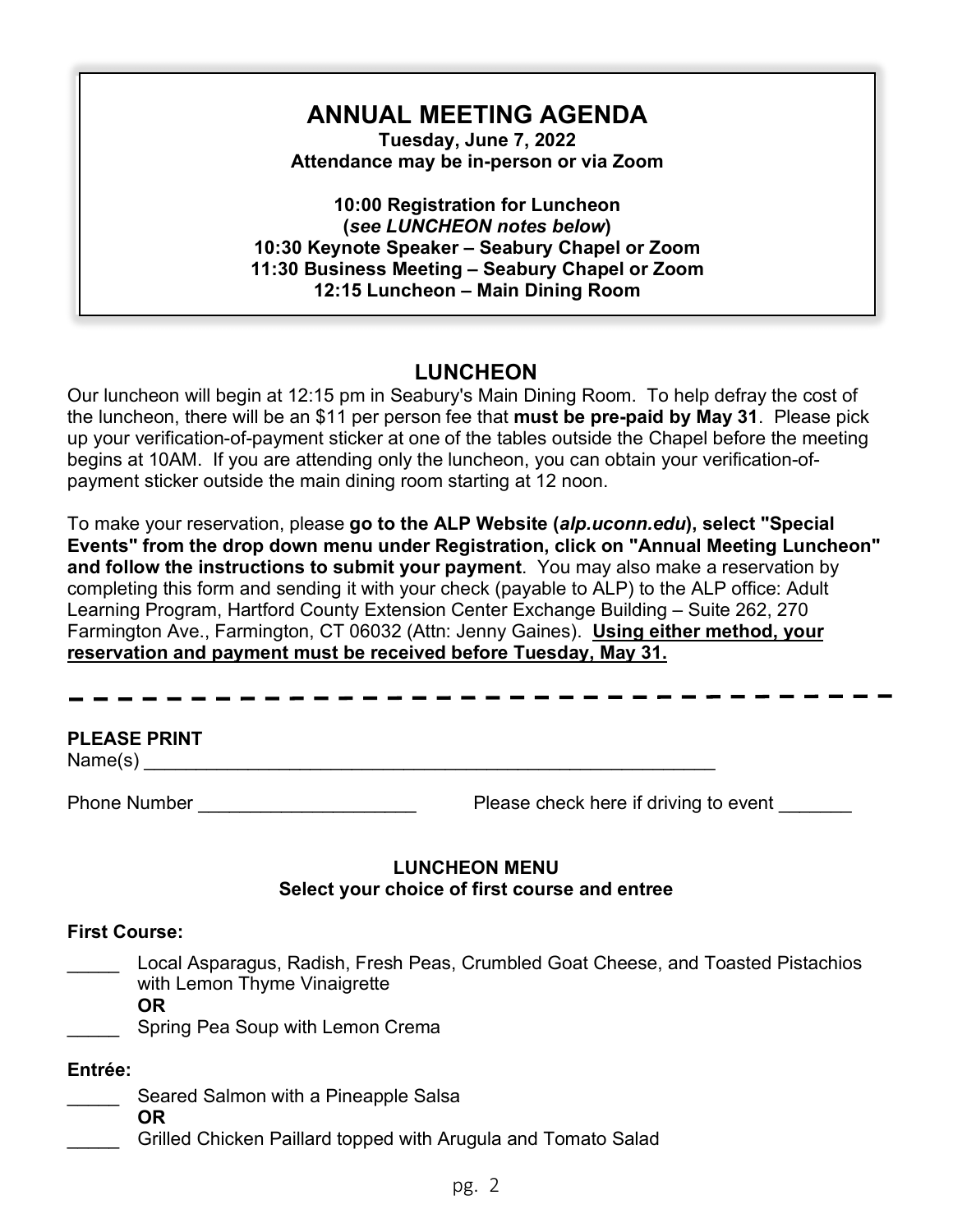# ANNUAL MEETING AGENDA

**Tuesday, June 7, 2022**
**Attendance may be in-person or via Zoom**

**10:00 Registration for Luncheon**
**(*see LUNCHEON notes below*)**
**10:30 Keynote Speaker – Seabury Chapel or Zoom**
**11:30 Business Meeting – Seabury Chapel or Zoom**
**12:15 Luncheon – Main Dining Room**

## LUNCHEON

Our luncheon will begin at 12:15 pm in Seabury's Main Dining Room. To help defray the cost of the luncheon, there will be an $11 per person fee that **must be pre-paid by May 31**. Please pick up your verification-of-payment sticker at one of the tables outside the Chapel before the meeting begins at 10AM. If you are attending only the luncheon, you can obtain your verification-of-payment sticker outside the main dining room starting at 12 noon.

To make your reservation, please **go to the ALP Website (*alp.uconn.edu*), select "Special Events" from the drop down menu under Registration, click on "Annual Meeting Luncheon" and follow the instructions to submit your payment**. You may also make a reservation by completing this form and sending it with your check (payable to ALP) to the ALP office: Adult Learning Program, Hartford County Extension Center Exchange Building – Suite 262, 270 Farmington Ave., Farmington, CT 06032 (Attn: Jenny Gaines). **<u>Using either method, your reservation and payment must be received before Tuesday, May 31.</u>**

- - - - - - - - - - - - - - - - - - - - - - - - - - - - - - - - -

**PLEASE PRINT**

Name(s) ________________________________________________________

Phone Number ____________________     Please check here if driving to event _______

**LUNCHEON MENU**
**Select your choice of first course and entree**

**First Course:**

_____ Local Asparagus, Radish, Fresh Peas, Crumbled Goat Cheese, and Toasted Pistachios with Lemon Thyme Vinaigrette
**OR**
_____ Spring Pea Soup with Lemon Crema

**Entrée:**

_____ Seared Salmon with a Pineapple Salsa
**OR**
_____ Grilled Chicken Paillard topped with Arugula and Tomato Salad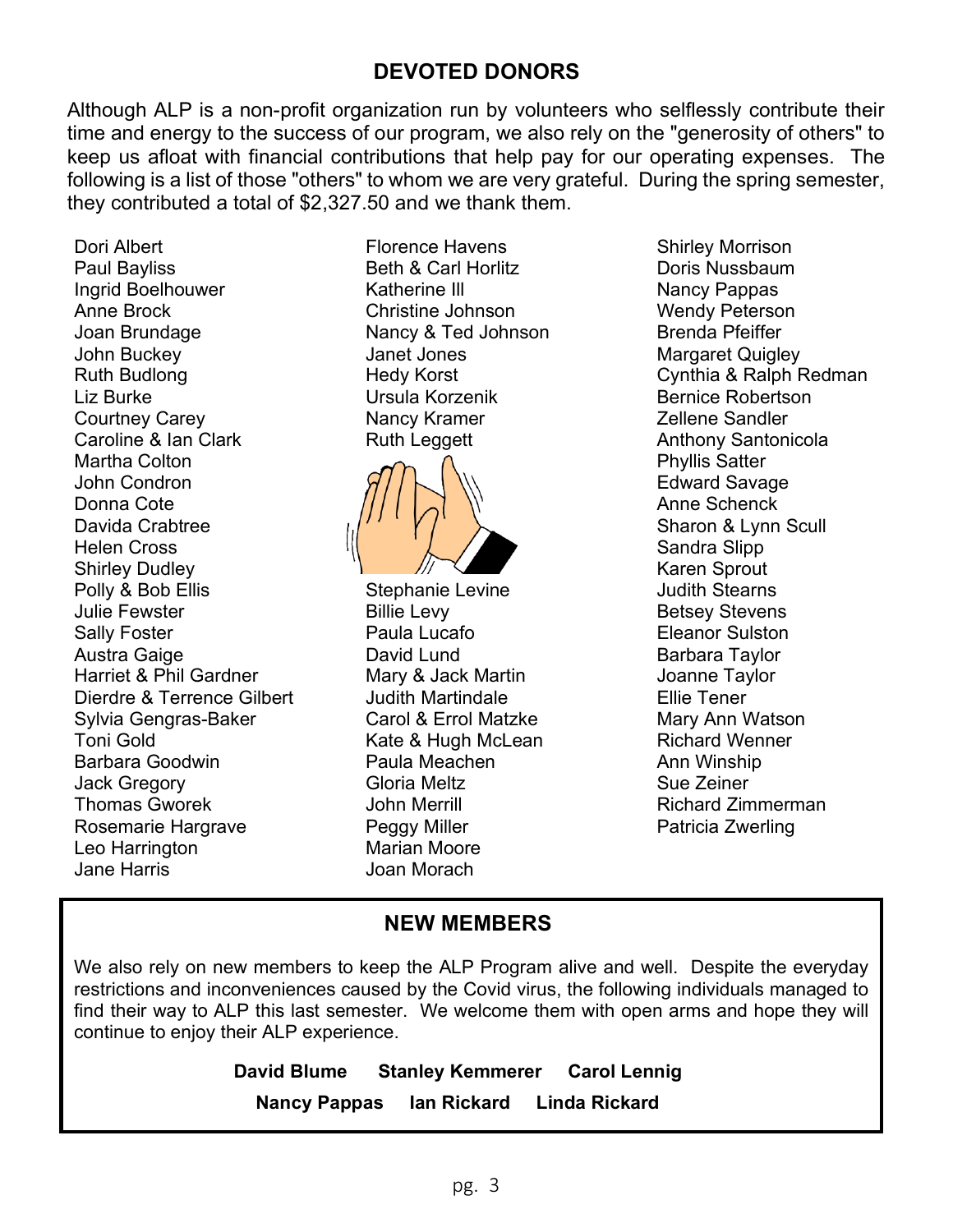## DEVOTED DONORS

Although ALP is a non-profit organization run by volunteers who selflessly contribute their time and energy to the success of our program, we also rely on the "generosity of others" to keep us afloat with financial contributions that help pay for our operating expenses. The following is a list of those "others" to whom we are very grateful. During the spring semester, they contributed a total of $2,327.50 and we thank them.

Dori Albert
Paul Bayliss
Ingrid Boelhouwer
Anne Brock
Joan Brundage
John Buckey
Ruth Budlong
Liz Burke
Courtney Carey
Caroline & Ian Clark
Martha Colton
John Condron
Donna Cote
Davida Crabtree
Helen Cross
Shirley Dudley
Polly & Bob Ellis
Julie Fewster
Sally Foster
Austra Gaige
Harriet & Phil Gardner
Dierdre & Terrence Gilbert
Sylvia Gengras-Baker
Toni Gold
Barbara Goodwin
Jack Gregory
Thomas Gworek
Rosemarie Hargrave
Leo Harrington
Jane Harris
Florence Havens
Beth & Carl Horlitz
Katherine Ill
Christine Johnson
Nancy & Ted Johnson
Janet Jones
Hedy Korst
Ursula Korzenik
Nancy Kramer
Ruth Leggett
Stephanie Levine
Billie Levy
Paula Lucafo
David Lund
Mary & Jack Martin
Judith Martindale
Carol & Errol Matzke
Kate & Hugh McLean
Paula Meachen
Gloria Meltz
John Merrill
Peggy Miller
Marian Moore
Joan Morach
Shirley Morrison
Doris Nussbaum
Nancy Pappas
Wendy Peterson
Brenda Pfeiffer
Margaret Quigley
Cynthia & Ralph Redman
Bernice Robertson
Zellene Sandler
Anthony Santonicola
Phyllis Satter
Edward Savage
Anne Schenck
Sharon & Lynn Scull
Sandra Slipp
Karen Sprout
Judith Stearns
Betsey Stevens
Eleanor Sulston
Barbara Taylor
Joanne Taylor
Ellie Tener
Mary Ann Watson
Richard Wenner
Ann Winship
Sue Zeiner
Richard Zimmerman
Patricia Zwerling

## NEW MEMBERS

We also rely on new members to keep the ALP Program alive and well. Despite the everyday restrictions and inconveniences caused by the Covid virus, the following individuals managed to find their way to ALP this last semester. We welcome them with open arms and hope they will continue to enjoy their ALP experience.

**David Blume** **Stanley Kemmerer** **Carol Lennig**

**Nancy Pappas** **Ian Rickard** **Linda Rickard**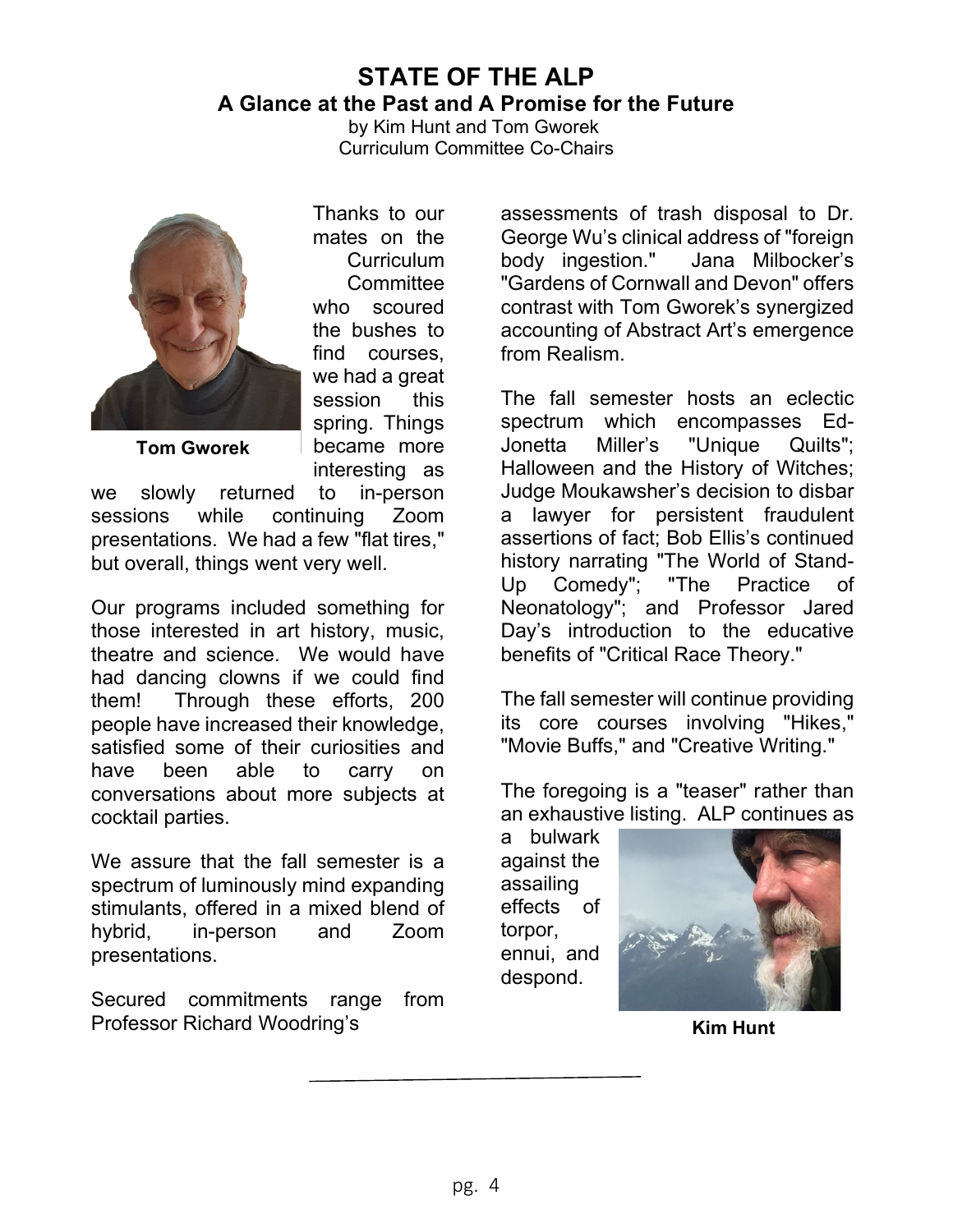# STATE OF THE ALP

## A Glance at the Past and A Promise for the Future

by Kim Hunt and Tom Gworek
Curriculum Committee Co-Chairs

**Tom Gworek**

Thanks to our mates on the Curriculum Committee who scoured the bushes to find courses, we had a great session this spring. Things became more interesting as we slowly returned to in-person sessions while continuing Zoom presentations. We had a few "flat tires," but overall, things went very well.

Our programs included something for those interested in art history, music, theatre and science. We would have had dancing clowns if we could find them! Through these efforts, 200 people have increased their knowledge, satisfied some of their curiosities and have been able to carry on conversations about more subjects at cocktail parties.

We assure that the fall semester is a spectrum of luminously mind expanding stimulants, offered in a mixed blend of hybrid, in-person and Zoom presentations.

Secured commitments range from Professor Richard Woodring's assessments of trash disposal to Dr. George Wu's clinical address of "foreign body ingestion." Jana Milbocker's "Gardens of Cornwall and Devon" offers contrast with Tom Gworek's synergized accounting of Abstract Art's emergence from Realism.

The fall semester hosts an eclectic spectrum which encompasses Ed-Jonetta Miller's "Unique Quilts"; Halloween and the History of Witches; Judge Moukawsher's decision to disbar a lawyer for persistent fraudulent assertions of fact; Bob Ellis's continued history narrating "The World of Stand-Up Comedy"; "The Practice of Neonatology"; and Professor Jared Day's introduction to the educative benefits of "Critical Race Theory."

The fall semester will continue providing its core courses involving "Hikes," "Movie Buffs," and "Creative Writing."

The foregoing is a "teaser" rather than an exhaustive listing. ALP continues as a bulwark against the assailing effects of torpor, ennui, and despond.

**Kim Hunt**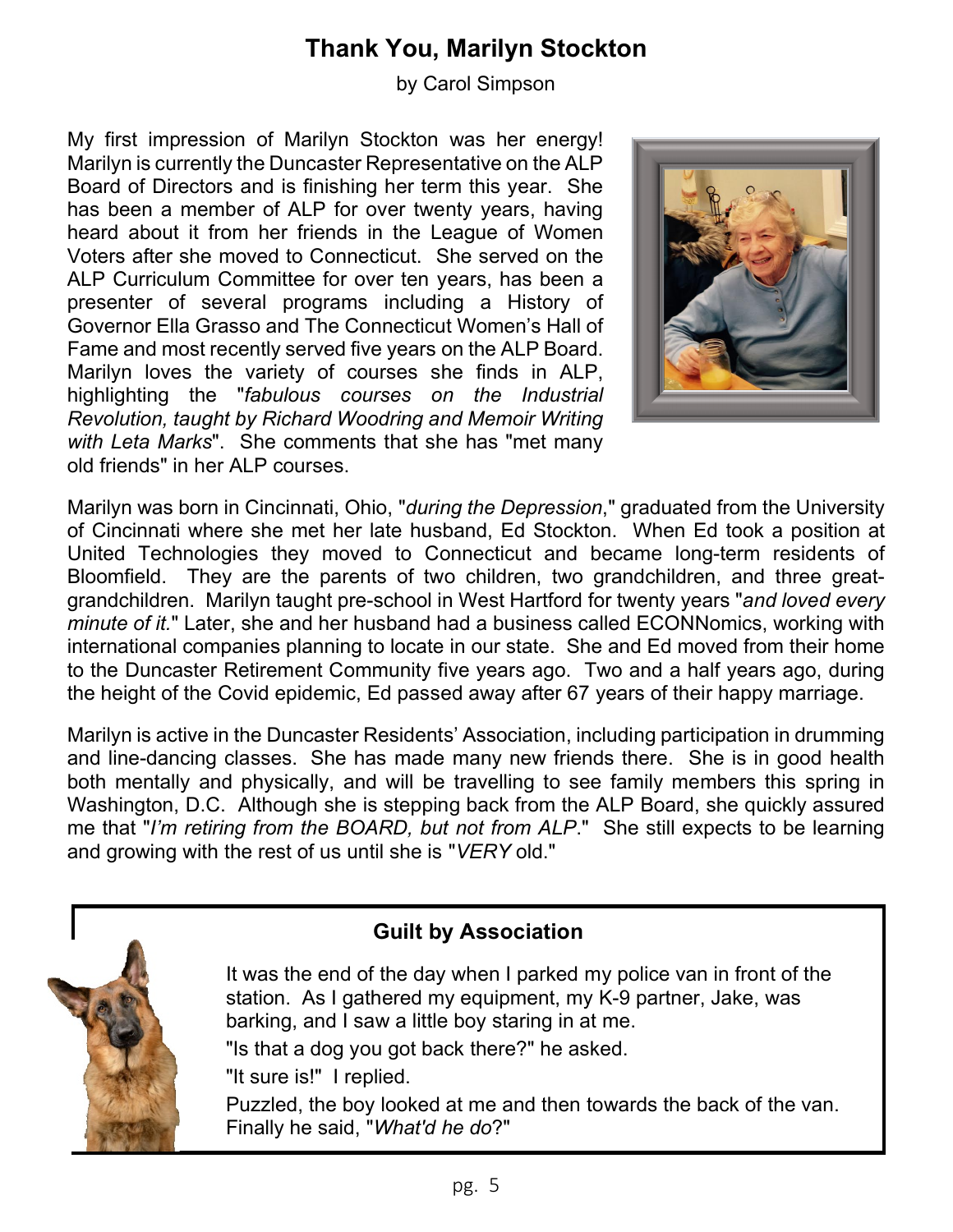# Thank You, Marilyn Stockton

by Carol Simpson

My first impression of Marilyn Stockton was her energy! Marilyn is currently the Duncaster Representative on the ALP Board of Directors and is finishing her term this year. She has been a member of ALP for over twenty years, having heard about it from her friends in the League of Women Voters after she moved to Connecticut. She served on the ALP Curriculum Committee for over ten years, has been a presenter of several programs including a History of Governor Ella Grasso and The Connecticut Women's Hall of Fame and most recently served five years on the ALP Board. Marilyn loves the variety of courses she finds in ALP, highlighting the "*fabulous courses on the Industrial Revolution, taught by Richard Woodring and Memoir Writing with Leta Marks*". She comments that she has "met many old friends" in her ALP courses.

Marilyn was born in Cincinnati, Ohio, "*during the Depression*," graduated from the University of Cincinnati where she met her late husband, Ed Stockton. When Ed took a position at United Technologies they moved to Connecticut and became long-term residents of Bloomfield. They are the parents of two children, two grandchildren, and three great-grandchildren. Marilyn taught pre-school in West Hartford for twenty years "*and loved every minute of it.*" Later, she and her husband had a business called ECONNomics, working with international companies planning to locate in our state. She and Ed moved from their home to the Duncaster Retirement Community five years ago. Two and a half years ago, during the height of the Covid epidemic, Ed passed away after 67 years of their happy marriage.

Marilyn is active in the Duncaster Residents' Association, including participation in drumming and line-dancing classes. She has made many new friends there. She is in good health both mentally and physically, and will be travelling to see family members this spring in Washington, D.C. Although she is stepping back from the ALP Board, she quickly assured me that "*I'm retiring from the BOARD, but not from ALP*." She still expects to be learning and growing with the rest of us until she is "*VERY* old."

## Guilt by Association

It was the end of the day when I parked my police van in front of the station. As I gathered my equipment, my K-9 partner, Jake, was barking, and I saw a little boy staring in at me.

"Is that a dog you got back there?" he asked.

"It sure is!" I replied.

Puzzled, the boy looked at me and then towards the back of the van. Finally he said, "*What'd he do*?"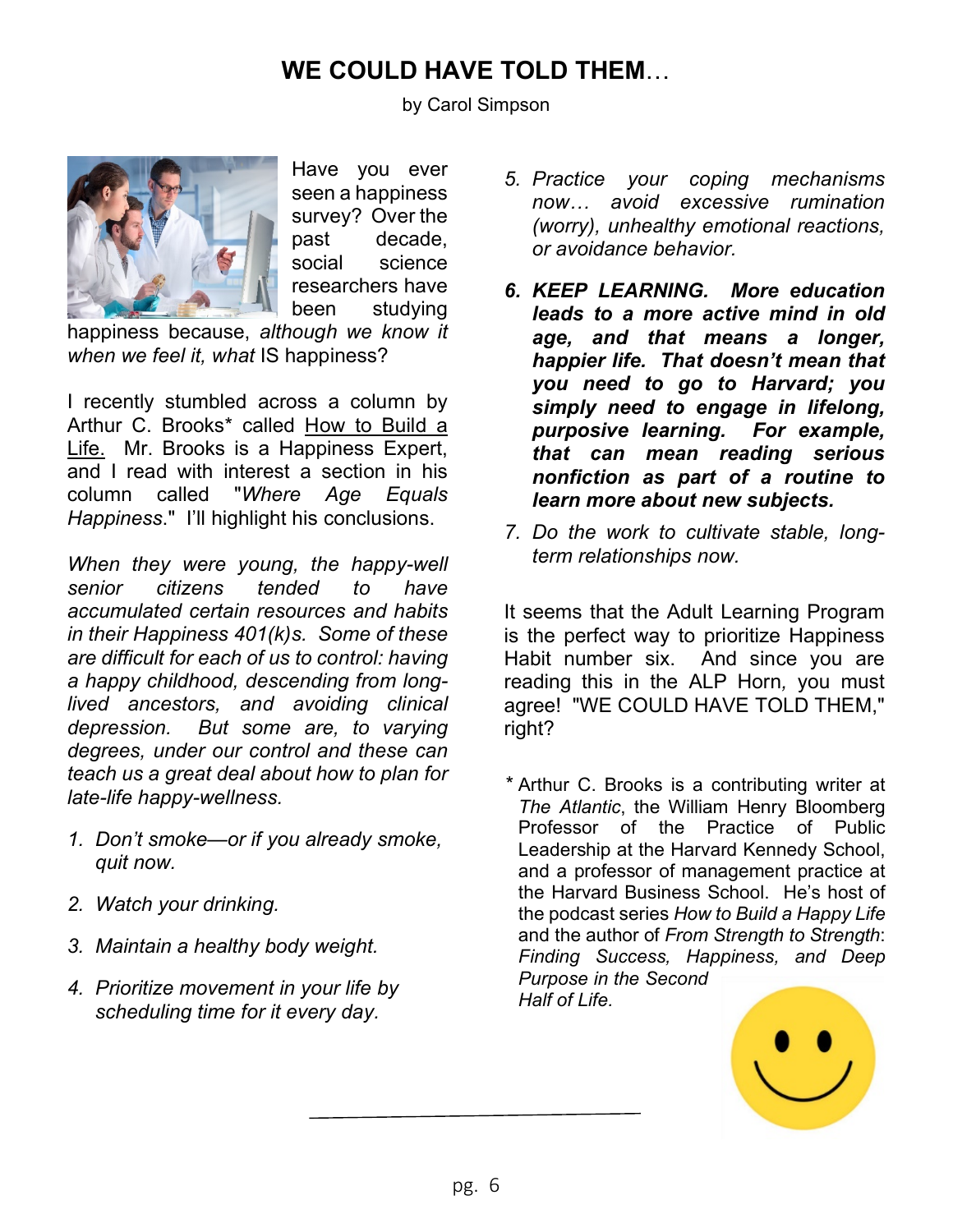# WE COULD HAVE TOLD THEM…

by Carol Simpson

Have you ever seen a happiness survey? Over the past decade, social science researchers have been studying happiness because, *although we know it when we feel it, what* IS happiness?

I recently stumbled across a column by Arthur C. Brooks* called How to Build a Life. Mr. Brooks is a Happiness Expert, and I read with interest a section in his column called "*Where Age Equals Happiness*." I'll highlight his conclusions.

*When they were young, the happy-well senior citizens tended to have accumulated certain resources and habits in their Happiness 401(k)s. Some of these are difficult for each of us to control: having a happy childhood, descending from long-lived ancestors, and avoiding clinical depression. But some are, to varying degrees, under our control and these can teach us a great deal about how to plan for late-life happy-wellness.*

1. *Don't smoke—or if you already smoke, quit now.*
2. *Watch your drinking.*
3. *Maintain a healthy body weight.*
4. *Prioritize movement in your life by scheduling time for it every day.*
5. *Practice your coping mechanisms now… avoid excessive rumination (worry), unhealthy emotional reactions, or avoidance behavior.*
6. ***KEEP LEARNING. More education leads to a more active mind in old age, and that means a longer, happier life. That doesn't mean that you need to go to Harvard; you simply need to engage in lifelong, purposive learning. For example, that can mean reading serious nonfiction as part of a routine to learn more about new subjects.***
7. *Do the work to cultivate stable, long-term relationships now.*

It seems that the Adult Learning Program is the perfect way to prioritize Happiness Habit number six. And since you are reading this in the ALP Horn, you must agree! "WE COULD HAVE TOLD THEM," right?

\* Arthur C. Brooks is a contributing writer at *The Atlantic*, the William Henry Bloomberg Professor of the Practice of Public Leadership at the Harvard Kennedy School, and a professor of management practice at the Harvard Business School. He's host of the podcast series *How to Build a Happy Life* and the author of *From Strength to Strength*: *Finding Success, Happiness, and Deep Purpose in the Second Half of Life.*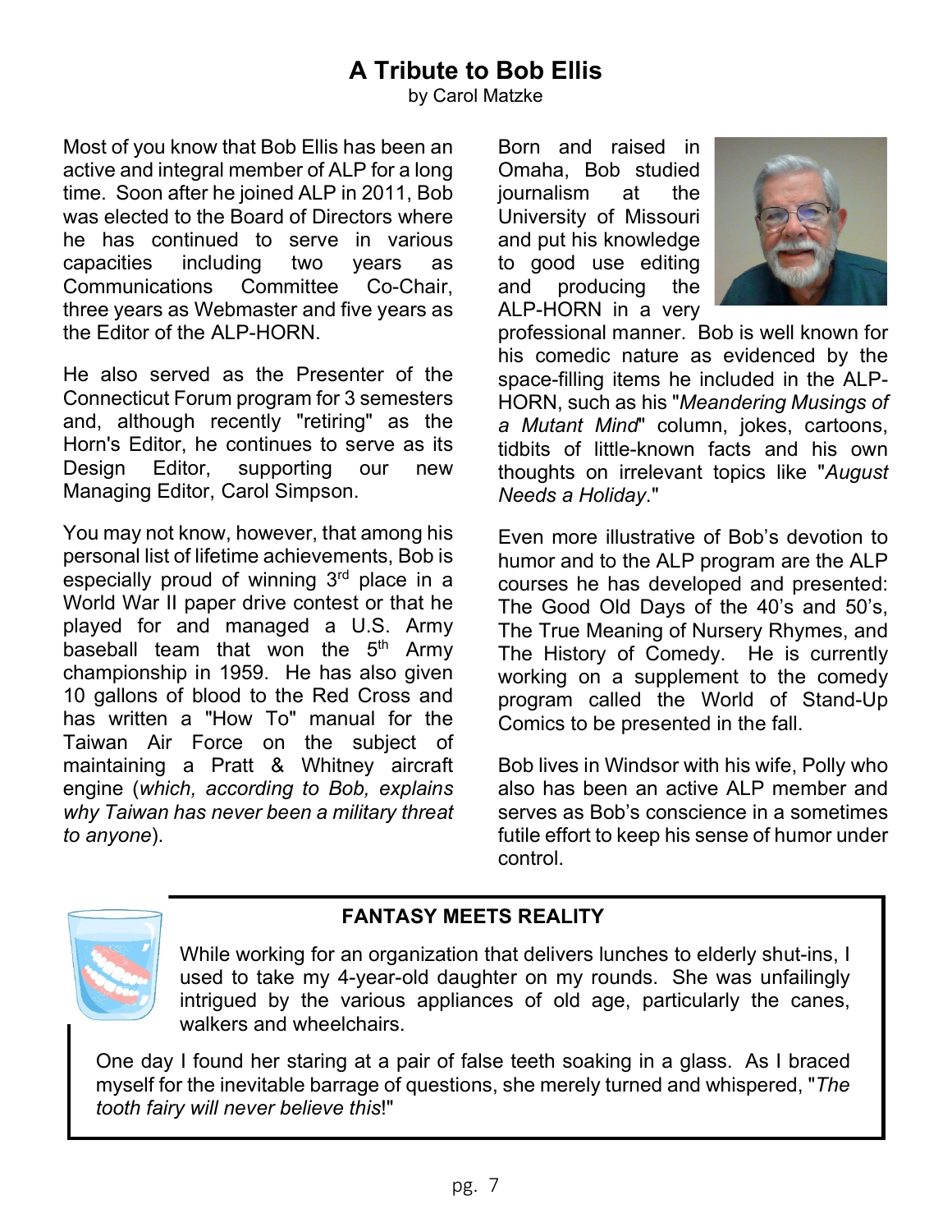# A Tribute to Bob Ellis

by Carol Matzke

Most of you know that Bob Ellis has been an active and integral member of ALP for a long time. Soon after he joined ALP in 2011, Bob was elected to the Board of Directors where he has continued to serve in various capacities including two years as Communications Committee Co-Chair, three years as Webmaster and five years as the Editor of the ALP-HORN.

He also served as the Presenter of the Connecticut Forum program for 3 semesters and, although recently "retiring" as the Horn's Editor, he continues to serve as its Design Editor, supporting our new Managing Editor, Carol Simpson.

You may not know, however, that among his personal list of lifetime achievements, Bob is especially proud of winning 3rd place in a World War II paper drive contest or that he played for and managed a U.S. Army baseball team that won the 5th Army championship in 1959. He has also given 10 gallons of blood to the Red Cross and has written a "How To" manual for the Taiwan Air Force on the subject of maintaining a Pratt & Whitney aircraft engine (*which, according to Bob, explains why Taiwan has never been a military threat to anyone*).

Born and raised in Omaha, Bob studied journalism at the University of Missouri and put his knowledge to good use editing and producing the ALP-HORN in a very professional manner. Bob is well known for his comedic nature as evidenced by the space-filling items he included in the ALP-HORN, such as his "*Meandering Musings of a Mutant Mind*" column, jokes, cartoons, tidbits of little-known facts and his own thoughts on irrelevant topics like "*August Needs a Holiday*."

Even more illustrative of Bob's devotion to humor and to the ALP program are the ALP courses he has developed and presented: The Good Old Days of the 40's and 50's, The True Meaning of Nursery Rhymes, and The History of Comedy. He is currently working on a supplement to the comedy program called the World of Stand-Up Comics to be presented in the fall.

Bob lives in Windsor with his wife, Polly who also has been an active ALP member and serves as Bob's conscience in a sometimes futile effort to keep his sense of humor under control.

**FANTASY MEETS REALITY**

While working for an organization that delivers lunches to elderly shut-ins, I used to take my 4-year-old daughter on my rounds. She was unfailingly intrigued by the various appliances of old age, particularly the canes, walkers and wheelchairs.

One day I found her staring at a pair of false teeth soaking in a glass. As I braced myself for the inevitable barrage of questions, she merely turned and whispered, "*The tooth fairy will never believe this*!"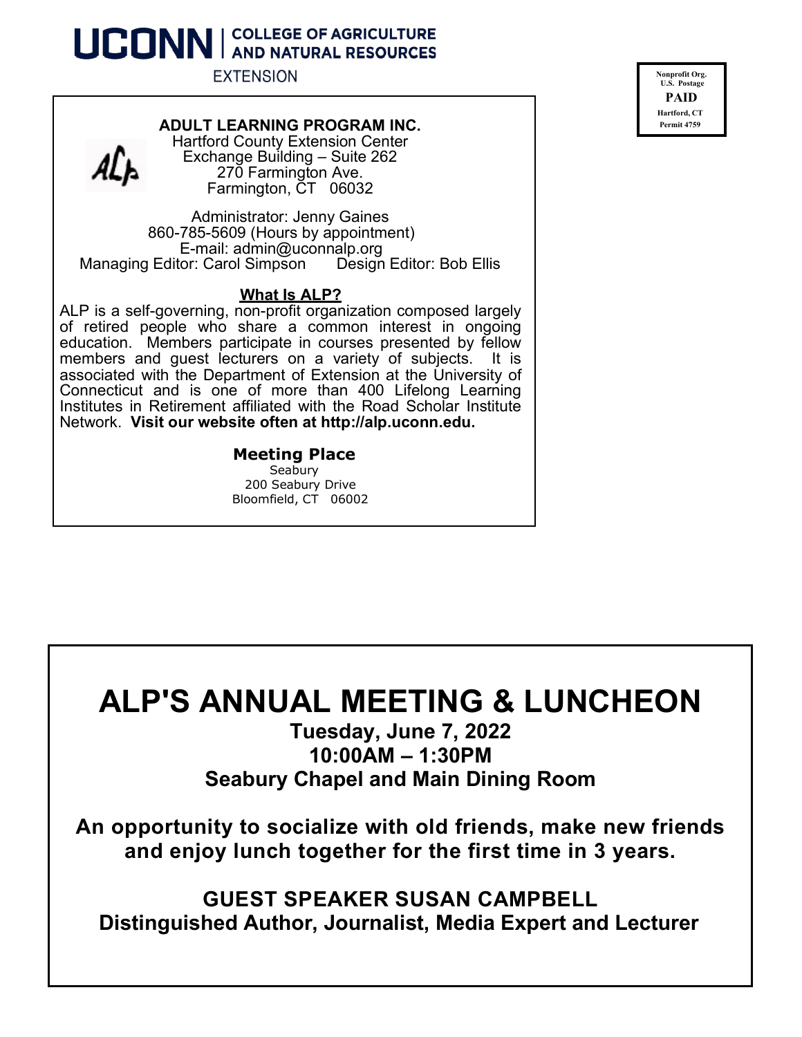UCONN | COLLEGE OF AGRICULTURE AND NATURAL RESOURCES

EXTENSION

Nonprofit Org.
U.S. Postage
**PAID**
Hartford, CT
Permit 4759

**ADULT LEARNING PROGRAM INC.**
Hartford County Extension Center
Exchange Building – Suite 262
270 Farmington Ave.
Farmington, CT 06032

Administrator: Jenny Gaines
860-785-5609 (Hours by appointment)
E-mail: admin@uconnalp.org
Managing Editor: Carol Simpson Design Editor: Bob Ellis

**What Is ALP?**

ALP is a self-governing, non-profit organization composed largely of retired people who share a common interest in ongoing education. Members participate in courses presented by fellow members and guest lecturers on a variety of subjects. It is associated with the Department of Extension at the University of Connecticut and is one of more than 400 Lifelong Learning Institutes in Retirement affiliated with the Road Scholar Institute Network. **Visit our website often at http://alp.uconn.edu.**

**Meeting Place**
Seabury
200 Seabury Drive
Bloomfield, CT 06002

# ALP'S ANNUAL MEETING & LUNCHEON

**Tuesday, June 7, 2022**
**10:00AM – 1:30PM**
**Seabury Chapel and Main Dining Room**

**An opportunity to socialize with old friends, make new friends and enjoy lunch together for the first time in 3 years.**

**GUEST SPEAKER SUSAN CAMPBELL**
**Distinguished Author, Journalist, Media Expert and Lecturer**